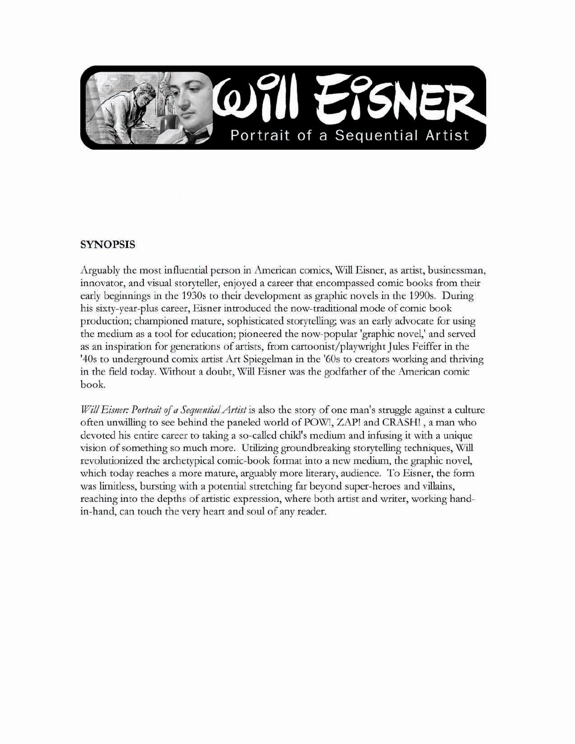# Will Eisner

## Portrait of a Sequential Artist

### SYNOPSIS

Arguably the most influential person in American comics, Will Eisner, as artist, businessman, innovator, and visual storyteller, enjoyed a career that encompassed comic books from their early beginnings in the 1930s to their development as graphic novels in the 1990s. During his sixty-year-plus career, Eisner introduced the now-traditional mode of comic book production; championed mature, sophisticated storytelling; was an early advocate for using the medium as a tool for education; pioneered the now-popular 'graphic novel,' and served as an inspiration for generations of artists, from cartoonist/playwright Jules Feiffer in the '40s to underground comix artist Art Spiegelman in the '60s to creators working and thriving in the field today. Without a doubt, Will Eisner was the godfather of the American comic book.

*Will Eisner: Portrait of a Sequential Artist* is also the story of one man's struggle against a culture often unwilling to see behind the paneled world of POW!, ZAP! and CRASH! , a man who devoted his entire career to taking a so-called child's medium and infusing it with a unique vision of something so much more. Utilizing groundbreaking storytelling techniques, Will revolutionized the archetypical comic-book format into a new medium, the graphic novel, which today reaches a more mature, arguably more literary, audience. To Eisner, the form was limitless, bursting with a potential stretching far beyond super-heroes and villains, reaching into the depths of artistic expression, where both artist and writer, working hand-in-hand, can touch the very heart and soul of any reader.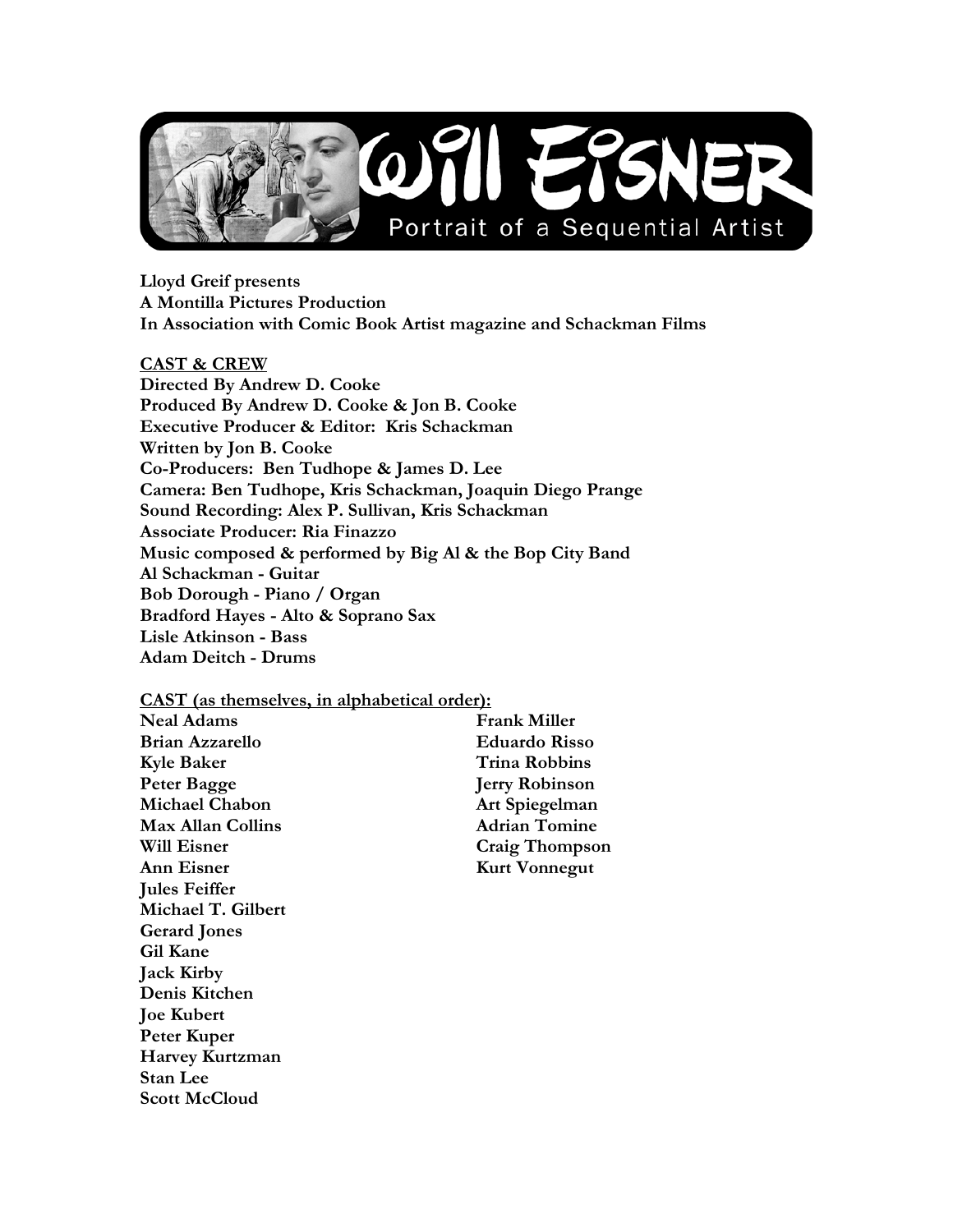# Will Eisner
## Portrait of a Sequential Artist

**Lloyd Greif presents**
**A Montilla Pictures Production**
**In Association with Comic Book Artist magazine and Schackman Films**

**CAST & CREW**

**Directed By Andrew D. Cooke**
**Produced By Andrew D. Cooke & Jon B. Cooke**
**Executive Producer & Editor: Kris Schackman**
**Written by Jon B. Cooke**
**Co-Producers: Ben Tudhope & James D. Lee**
**Camera: Ben Tudhope, Kris Schackman, Joaquin Diego Prange**
**Sound Recording: Alex P. Sullivan, Kris Schackman**
**Associate Producer: Ria Finazzo**
**Music composed & performed by Big Al & the Bop City Band**
**Al Schackman - Guitar**
**Bob Dorough - Piano / Organ**
**Bradford Hayes - Alto & Soprano Sax**
**Lisle Atkinson - Bass**
**Adam Deitch - Drums**

**CAST (as themselves, in alphabetical order):**

**Neal Adams**
**Brian Azzarello**
**Kyle Baker**
**Peter Bagge**
**Michael Chabon**
**Max Allan Collins**
**Will Eisner**
**Ann Eisner**
**Jules Feiffer**
**Michael T. Gilbert**
**Gerard Jones**
**Gil Kane**
**Jack Kirby**
**Denis Kitchen**
**Joe Kubert**
**Peter Kuper**
**Harvey Kurtzman**
**Stan Lee**
**Scott McCloud**
**Frank Miller**
**Eduardo Risso**
**Trina Robbins**
**Jerry Robinson**
**Art Spiegelman**
**Adrian Tomine**
**Craig Thompson**
**Kurt Vonnegut**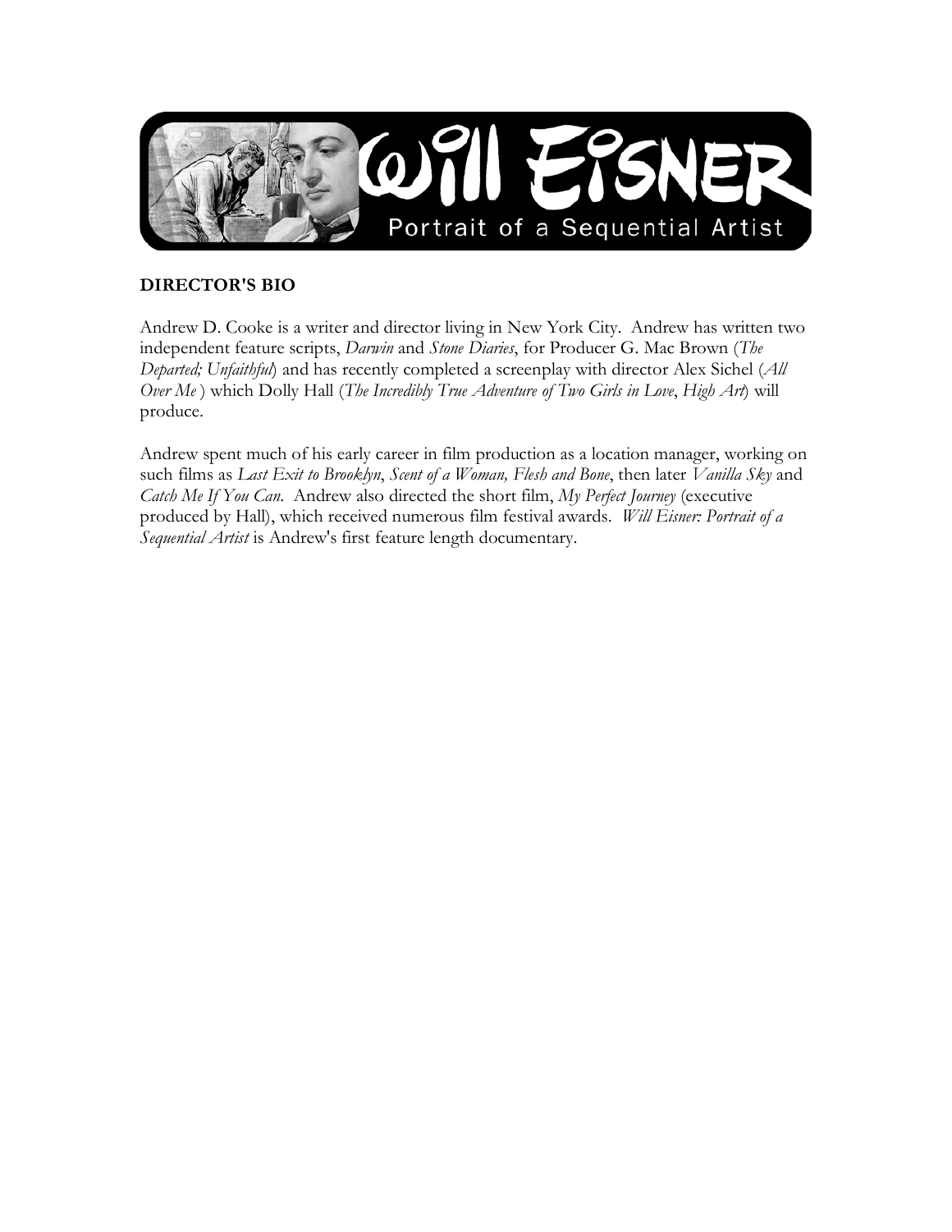## DIRECTOR'S BIO

Andrew D. Cooke is a writer and director living in New York City. Andrew has written two independent feature scripts, *Darwin* and *Stone Diaries*, for Producer G. Mac Brown (*The Departed; Unfaithful*) and has recently completed a screenplay with director Alex Sichel (*All Over Me* ) which Dolly Hall (*The Incredibly True Adventure of Two Girls in Love*, *High Art*) will produce.

Andrew spent much of his early career in film production as a location manager, working on such films as *Last Exit to Brooklyn*, *Scent of a Woman, Flesh and Bone*, then later *Vanilla Sky* and *Catch Me If You Can*. Andrew also directed the short film, *My Perfect Journey* (executive produced by Hall), which received numerous film festival awards. *Will Eisner: Portrait of a Sequential Artist* is Andrew's first feature length documentary.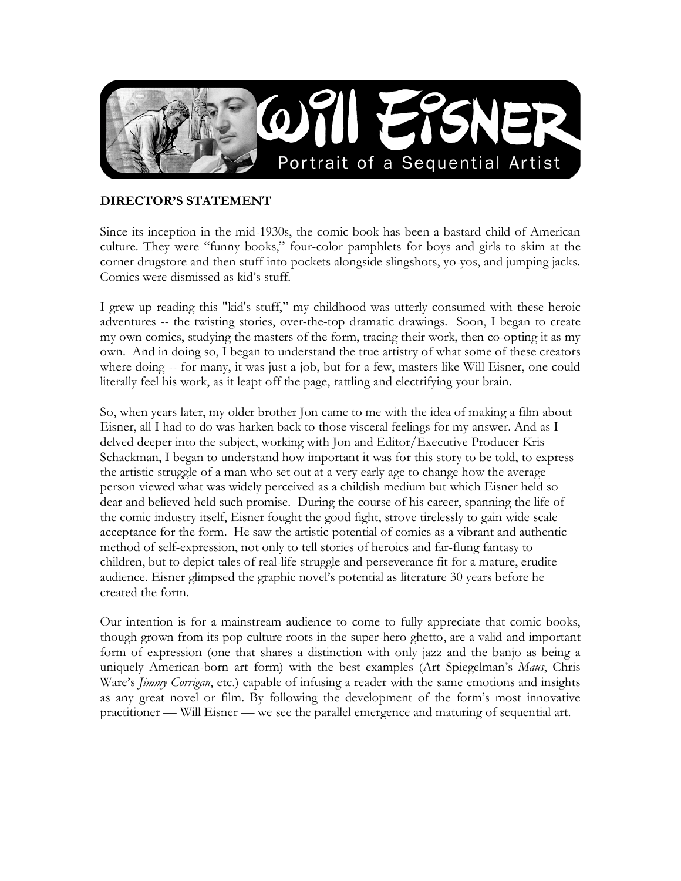# Will Eisner

## Portrait of a Sequential Artist

**DIRECTOR'S STATEMENT**

Since its inception in the mid-1930s, the comic book has been a bastard child of American culture. They were "funny books," four-color pamphlets for boys and girls to skim at the corner drugstore and then stuff into pockets alongside slingshots, yo-yos, and jumping jacks. Comics were dismissed as kid's stuff.

I grew up reading this "kid's stuff," my childhood was utterly consumed with these heroic adventures -- the twisting stories, over-the-top dramatic drawings. Soon, I began to create my own comics, studying the masters of the form, tracing their work, then co-opting it as my own. And in doing so, I began to understand the true artistry of what some of these creators where doing -- for many, it was just a job, but for a few, masters like Will Eisner, one could literally feel his work, as it leapt off the page, rattling and electrifying your brain.

So, when years later, my older brother Jon came to me with the idea of making a film about Eisner, all I had to do was harken back to those visceral feelings for my answer. And as I delved deeper into the subject, working with Jon and Editor/Executive Producer Kris Schackman, I began to understand how important it was for this story to be told, to express the artistic struggle of a man who set out at a very early age to change how the average person viewed what was widely perceived as a childish medium but which Eisner held so dear and believed held such promise. During the course of his career, spanning the life of the comic industry itself, Eisner fought the good fight, strove tirelessly to gain wide scale acceptance for the form. He saw the artistic potential of comics as a vibrant and authentic method of self-expression, not only to tell stories of heroics and far-flung fantasy to children, but to depict tales of real-life struggle and perseverance fit for a mature, erudite audience. Eisner glimpsed the graphic novel's potential as literature 30 years before he created the form.

Our intention is for a mainstream audience to come to fully appreciate that comic books, though grown from its pop culture roots in the super-hero ghetto, are a valid and important form of expression (one that shares a distinction with only jazz and the banjo as being a uniquely American-born art form) with the best examples (Art Spiegelman's *Maus*, Chris Ware's *Jimmy Corrigan*, etc.) capable of infusing a reader with the same emotions and insights as any great novel or film. By following the development of the form's most innovative practitioner — Will Eisner — we see the parallel emergence and maturing of sequential art.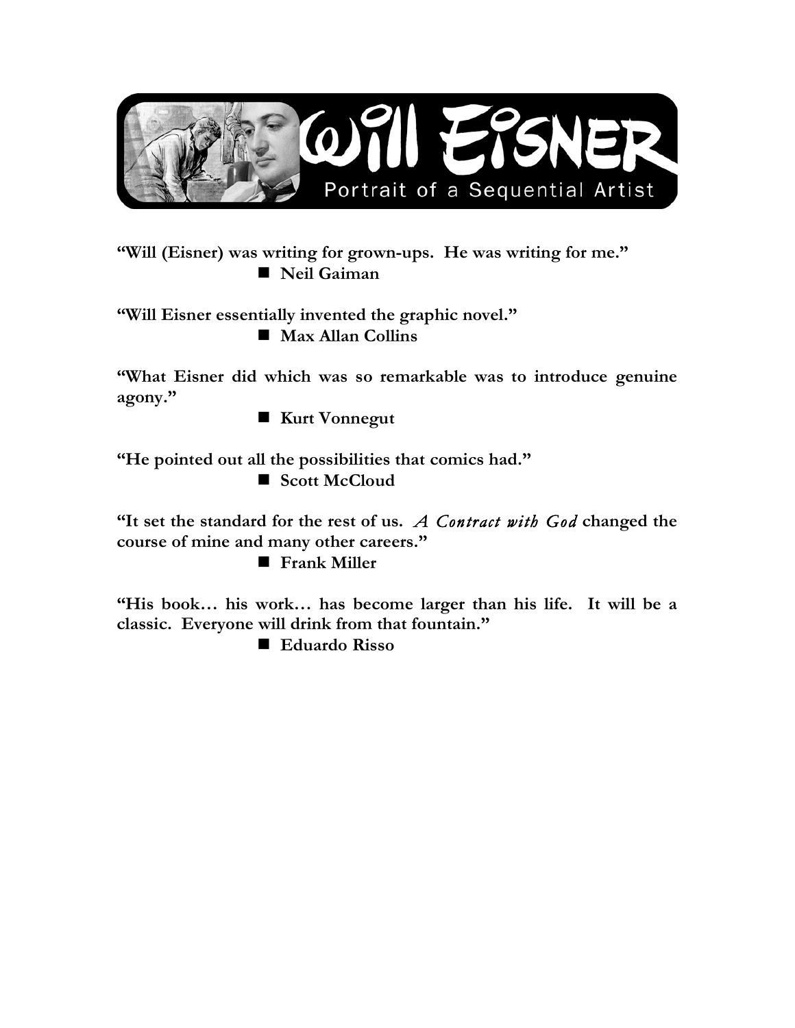# Will Eisner

## Portrait of a Sequential Artist

**"Will (Eisner) was writing for grown-ups. He was writing for me."**

- **Neil Gaiman**

**"Will Eisner essentially invented the graphic novel."**

- **Max Allan Collins**

**"What Eisner did which was so remarkable was to introduce genuine agony."**

- **Kurt Vonnegut**

**"He pointed out all the possibilities that comics had."**

- **Scott McCloud**

**"It set the standard for the rest of us. *A Contract with God* changed the course of mine and many other careers."**

- **Frank Miller**

**"His book… his work… has become larger than his life. It will be a classic. Everyone will drink from that fountain."**

- **Eduardo Risso**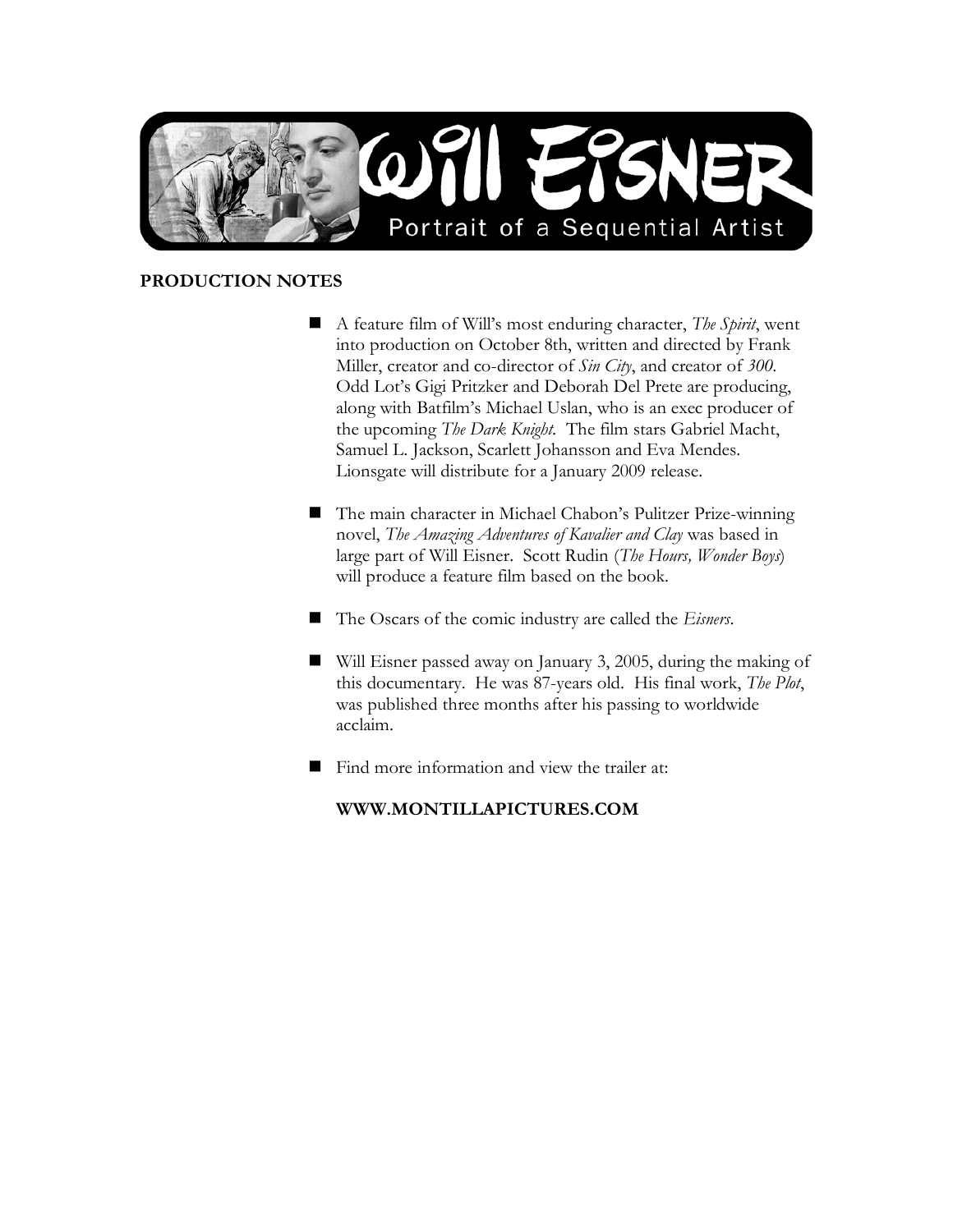# Will Eisner

Portrait of a Sequential Artist

**PRODUCTION NOTES**

- A feature film of Will's most enduring character, *The Spirit*, went into production on October 8th, written and directed by Frank Miller, creator and co-director of *Sin City*, and creator of *300*. Odd Lot's Gigi Pritzker and Deborah Del Prete are producing, along with Batfilm's Michael Uslan, who is an exec producer of the upcoming *The Dark Knight*. The film stars Gabriel Macht, Samuel L. Jackson, Scarlett Johansson and Eva Mendes. Lionsgate will distribute for a January 2009 release.

- The main character in Michael Chabon's Pulitzer Prize-winning novel, *The Amazing Adventures of Kavalier and Clay* was based in large part of Will Eisner. Scott Rudin (*The Hours, Wonder Boys*) will produce a feature film based on the book.

- The Oscars of the comic industry are called the *Eisners*.

- Will Eisner passed away on January 3, 2005, during the making of this documentary. He was 87-years old. His final work, *The Plot*, was published three months after his passing to worldwide acclaim.

- Find more information and view the trailer at:

  **WWW.MONTILLAPICTURES.COM**